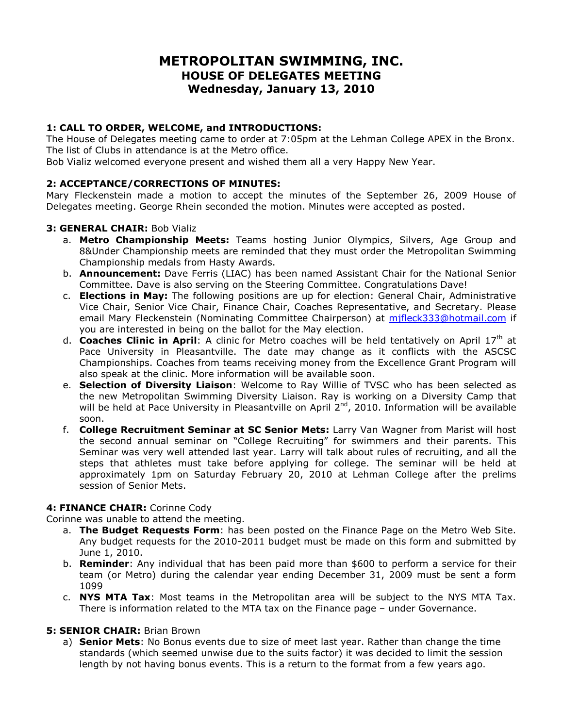# METROPOLITAN SWIMMING, INC.
## HOUSE OF DELEGATES MEETING
## Wednesday, January 13, 2010

### 1: CALL TO ORDER, WELCOME, and INTRODUCTIONS:

The House of Delegates meeting came to order at 7:05pm at the Lehman College APEX in the Bronx. The list of Clubs in attendance is at the Metro office.

Bob Vializ welcomed everyone present and wished them all a very Happy New Year.

### 2: ACCEPTANCE/CORRECTIONS OF MINUTES:

Mary Fleckenstein made a motion to accept the minutes of the September 26, 2009 House of Delegates meeting. George Rhein seconded the motion. Minutes were accepted as posted.

### 3: GENERAL CHAIR: Bob Vializ

a. **Metro Championship Meets:** Teams hosting Junior Olympics, Silvers, Age Group and 8&Under Championship meets are reminded that they must order the Metropolitan Swimming Championship medals from Hasty Awards.
b. **Announcement:** Dave Ferris (LIAC) has been named Assistant Chair for the National Senior Committee. Dave is also serving on the Steering Committee. Congratulations Dave!
c. **Elections in May:** The following positions are up for election: General Chair, Administrative Vice Chair, Senior Vice Chair, Finance Chair, Coaches Representative, and Secretary. Please email Mary Fleckenstein (Nominating Committee Chairperson) at mjfleck333@hotmail.com if you are interested in being on the ballot for the May election.
d. **Coaches Clinic in April**: A clinic for Metro coaches will be held tentatively on April 17th at Pace University in Pleasantville. The date may change as it conflicts with the ASCSC Championships. Coaches from teams receiving money from the Excellence Grant Program will also speak at the clinic. More information will be available soon.
e. **Selection of Diversity Liaison**: Welcome to Ray Willie of TVSC who has been selected as the new Metropolitan Swimming Diversity Liaison. Ray is working on a Diversity Camp that will be held at Pace University in Pleasantville on April 2nd, 2010. Information will be available soon.
f. **College Recruitment Seminar at SC Senior Mets:** Larry Van Wagner from Marist will host the second annual seminar on "College Recruiting" for swimmers and their parents. This Seminar was very well attended last year. Larry will talk about rules of recruiting, and all the steps that athletes must take before applying for college. The seminar will be held at approximately 1pm on Saturday February 20, 2010 at Lehman College after the prelims session of Senior Mets.

### 4: FINANCE CHAIR: Corinne Cody

Corinne was unable to attend the meeting.

a. **The Budget Requests Form**: has been posted on the Finance Page on the Metro Web Site. Any budget requests for the 2010-2011 budget must be made on this form and submitted by June 1, 2010.
b. **Reminder**: Any individual that has been paid more than $600 to perform a service for their team (or Metro) during the calendar year ending December 31, 2009 must be sent a form 1099
c. **NYS MTA Tax**: Most teams in the Metropolitan area will be subject to the NYS MTA Tax. There is information related to the MTA tax on the Finance page – under Governance.

### 5: SENIOR CHAIR: Brian Brown

a) **Senior Mets**: No Bonus events due to size of meet last year. Rather than change the time standards (which seemed unwise due to the suits factor) it was decided to limit the session length by not having bonus events. This is a return to the format from a few years ago.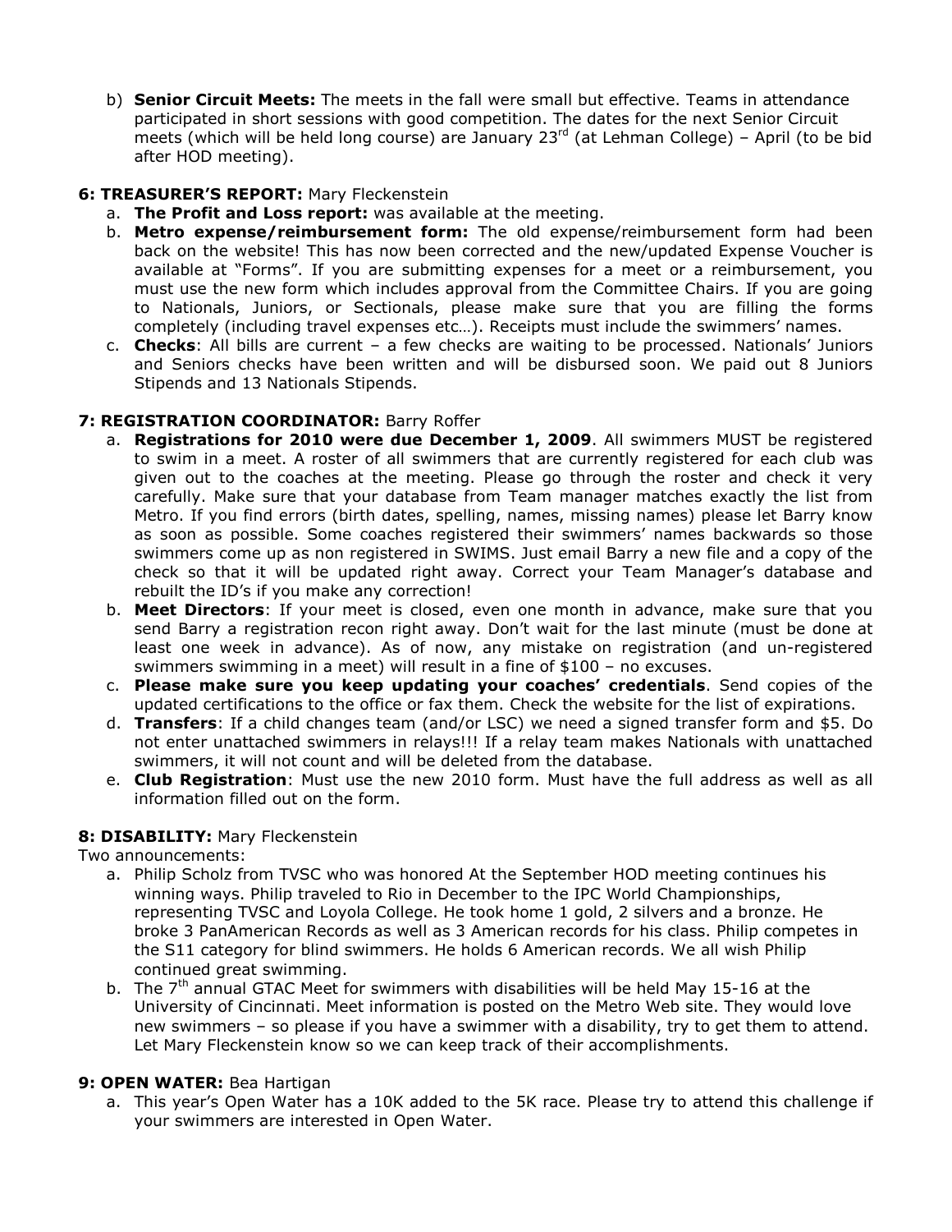b) **Senior Circuit Meets:** The meets in the fall were small but effective. Teams in attendance participated in short sessions with good competition. The dates for the next Senior Circuit meets (which will be held long course) are January 23rd (at Lehman College) – April (to be bid after HOD meeting).

**6: TREASURER'S REPORT:** Mary Fleckenstein

a. **The Profit and Loss report:** was available at the meeting.
b. **Metro expense/reimbursement form:** The old expense/reimbursement form had been back on the website! This has now been corrected and the new/updated Expense Voucher is available at "Forms". If you are submitting expenses for a meet or a reimbursement, you must use the new form which includes approval from the Committee Chairs. If you are going to Nationals, Juniors, or Sectionals, please make sure that you are filling the forms completely (including travel expenses etc…). Receipts must include the swimmers' names.
c. **Checks**: All bills are current – a few checks are waiting to be processed. Nationals' Juniors and Seniors checks have been written and will be disbursed soon. We paid out 8 Juniors Stipends and 13 Nationals Stipends.

**7: REGISTRATION COORDINATOR:** Barry Roffer

a. **Registrations for 2010 were due December 1, 2009**. All swimmers MUST be registered to swim in a meet. A roster of all swimmers that are currently registered for each club was given out to the coaches at the meeting. Please go through the roster and check it very carefully. Make sure that your database from Team manager matches exactly the list from Metro. If you find errors (birth dates, spelling, names, missing names) please let Barry know as soon as possible. Some coaches registered their swimmers' names backwards so those swimmers come up as non registered in SWIMS. Just email Barry a new file and a copy of the check so that it will be updated right away. Correct your Team Manager's database and rebuilt the ID's if you make any correction!
b. **Meet Directors**: If your meet is closed, even one month in advance, make sure that you send Barry a registration recon right away. Don't wait for the last minute (must be done at least one week in advance). As of now, any mistake on registration (and un-registered swimmers swimming in a meet) will result in a fine of $100 – no excuses.
c. **Please make sure you keep updating your coaches' credentials**. Send copies of the updated certifications to the office or fax them. Check the website for the list of expirations.
d. **Transfers**: If a child changes team (and/or LSC) we need a signed transfer form and $5. Do not enter unattached swimmers in relays!!! If a relay team makes Nationals with unattached swimmers, it will not count and will be deleted from the database.
e. **Club Registration**: Must use the new 2010 form. Must have the full address as well as all information filled out on the form.

**8: DISABILITY:** Mary Fleckenstein

Two announcements:

a. Philip Scholz from TVSC who was honored At the September HOD meeting continues his winning ways. Philip traveled to Rio in December to the IPC World Championships, representing TVSC and Loyola College. He took home 1 gold, 2 silvers and a bronze. He broke 3 PanAmerican Records as well as 3 American records for his class. Philip competes in the S11 category for blind swimmers. He holds 6 American records. We all wish Philip continued great swimming.
b. The 7th annual GTAC Meet for swimmers with disabilities will be held May 15-16 at the University of Cincinnati. Meet information is posted on the Metro Web site. They would love new swimmers – so please if you have a swimmer with a disability, try to get them to attend. Let Mary Fleckenstein know so we can keep track of their accomplishments.

**9: OPEN WATER:** Bea Hartigan

a. This year's Open Water has a 10K added to the 5K race. Please try to attend this challenge if your swimmers are interested in Open Water.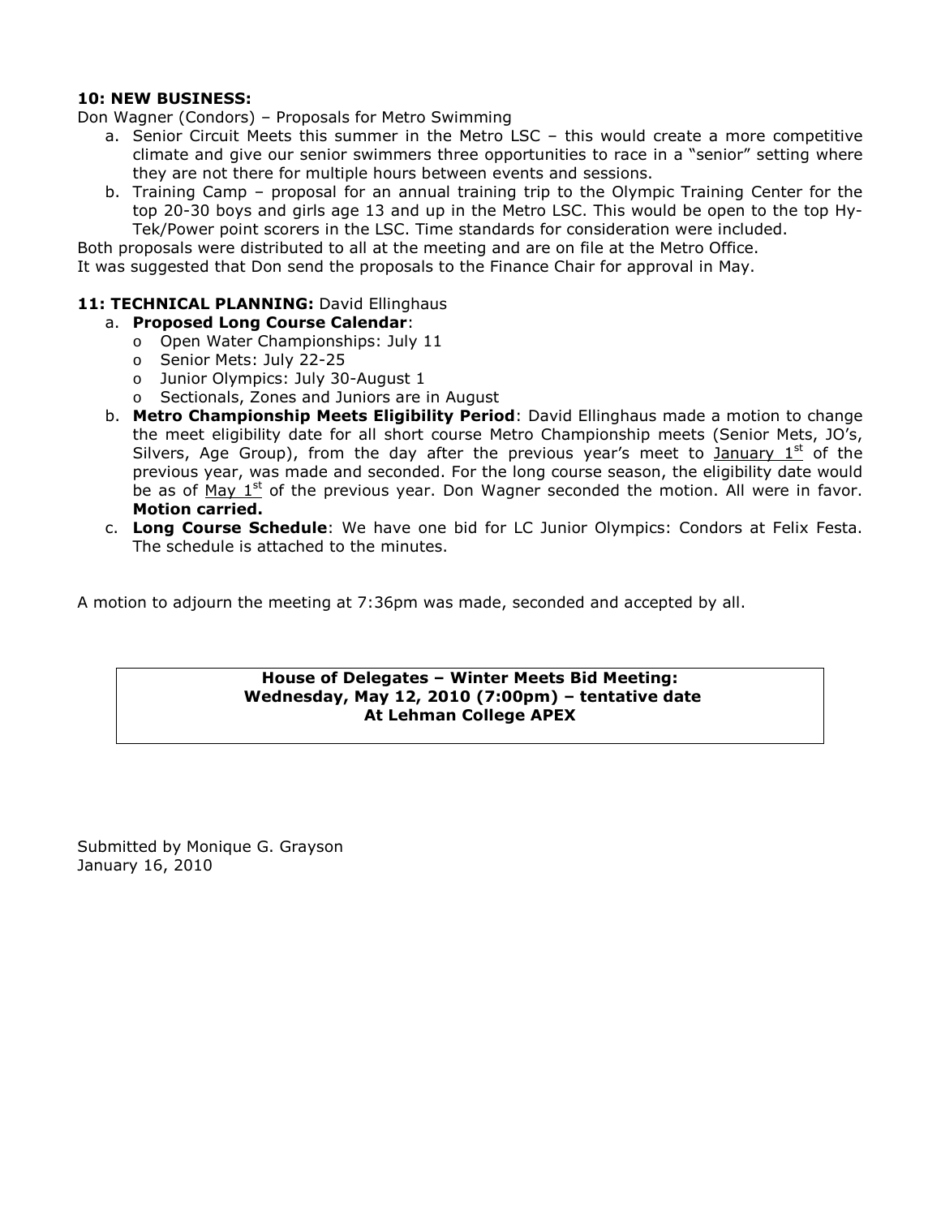**10: NEW BUSINESS:**

Don Wagner (Condors) – Proposals for Metro Swimming

a. Senior Circuit Meets this summer in the Metro LSC – this would create a more competitive climate and give our senior swimmers three opportunities to race in a "senior" setting where they are not there for multiple hours between events and sessions.
b. Training Camp – proposal for an annual training trip to the Olympic Training Center for the top 20-30 boys and girls age 13 and up in the Metro LSC. This would be open to the top Hy-Tek/Power point scorers in the LSC. Time standards for consideration were included.

Both proposals were distributed to all at the meeting and are on file at the Metro Office.
It was suggested that Don send the proposals to the Finance Chair for approval in May.

**11: TECHNICAL PLANNING:** David Ellinghaus

a. **Proposed Long Course Calendar**:
   - Open Water Championships: July 11
   - Senior Mets: July 22-25
   - Junior Olympics: July 30-August 1
   - Sectionals, Zones and Juniors are in August
b. **Metro Championship Meets Eligibility Period**: David Ellinghaus made a motion to change the meet eligibility date for all short course Metro Championship meets (Senior Mets, JO's, Silvers, Age Group), from the day after the previous year's meet to January 1st of the previous year, was made and seconded. For the long course season, the eligibility date would be as of May 1st of the previous year. Don Wagner seconded the motion. All were in favor. **Motion carried.**
c. **Long Course Schedule**: We have one bid for LC Junior Olympics: Condors at Felix Festa. The schedule is attached to the minutes.

A motion to adjourn the meeting at 7:36pm was made, seconded and accepted by all.

**House of Delegates – Winter Meets Bid Meeting:**
**Wednesday, May 12, 2010 (7:00pm) – tentative date**
**At Lehman College APEX**

Submitted by Monique G. Grayson
January 16, 2010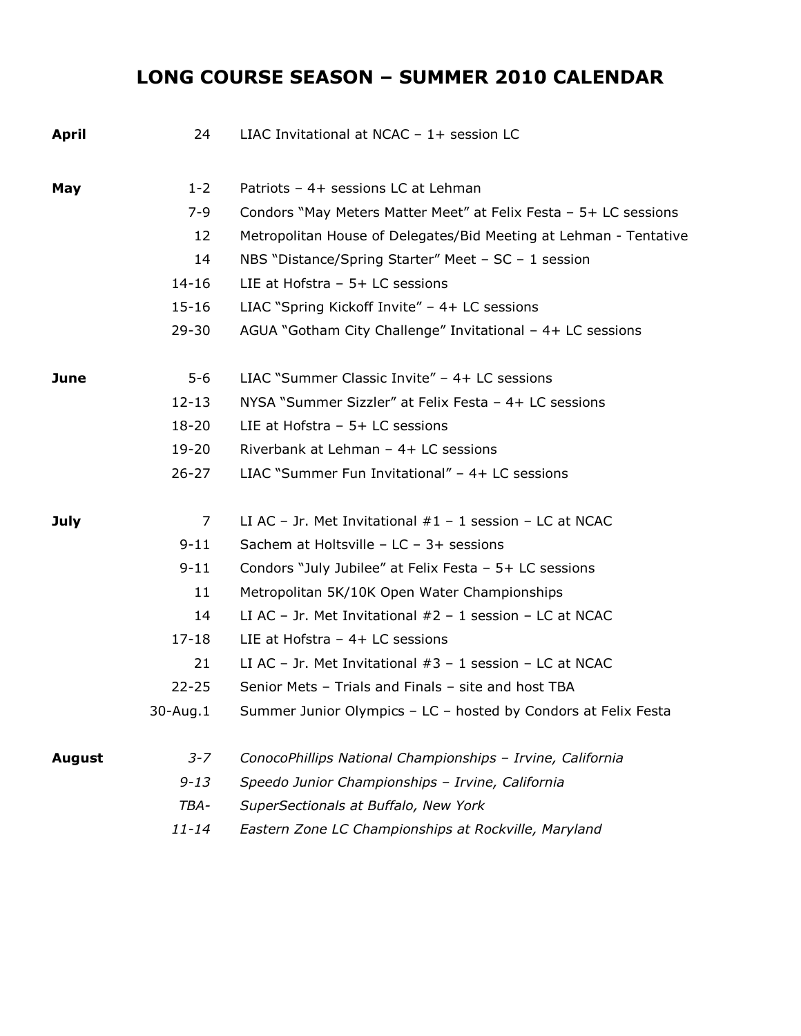# LONG COURSE SEASON – SUMMER 2010 CALENDAR

| | | |
|---|---|---|
| **April** | 24 | LIAC Invitational at NCAC – 1+ session LC |
| **May** | 1-2 | Patriots – 4+ sessions LC at Lehman |
| | 7-9 | Condors “May Meters Matter Meet” at Felix Festa – 5+ LC sessions |
| | 12 | Metropolitan House of Delegates/Bid Meeting at Lehman - Tentative |
| | 14 | NBS “Distance/Spring Starter” Meet – SC – 1 session |
| | 14-16 | LIE at Hofstra – 5+ LC sessions |
| | 15-16 | LIAC “Spring Kickoff Invite” – 4+ LC sessions |
| | 29-30 | AGUA “Gotham City Challenge” Invitational – 4+ LC sessions |
| **June** | 5-6 | LIAC “Summer Classic Invite” – 4+ LC sessions |
| | 12-13 | NYSA “Summer Sizzler” at Felix Festa – 4+ LC sessions |
| | 18-20 | LIE at Hofstra – 5+ LC sessions |
| | 19-20 | Riverbank at Lehman – 4+ LC sessions |
| | 26-27 | LIAC “Summer Fun Invitational” – 4+ LC sessions |
| **July** | 7 | LI AC – Jr. Met Invitational #1 – 1 session – LC at NCAC |
| | 9-11 | Sachem at Holtsville – LC – 3+ sessions |
| | 9-11 | Condors “July Jubilee” at Felix Festa – 5+ LC sessions |
| | 11 | Metropolitan 5K/10K Open Water Championships |
| | 14 | LI AC – Jr. Met Invitational #2 – 1 session – LC at NCAC |
| | 17-18 | LIE at Hofstra – 4+ LC sessions |
| | 21 | LI AC – Jr. Met Invitational #3 – 1 session – LC at NCAC |
| | 22-25 | Senior Mets – Trials and Finals – site and host TBA |
| | 30-Aug.1 | Summer Junior Olympics – LC – hosted by Condors at Felix Festa |
| **August** | *3-7* | *ConocoPhillips National Championships – Irvine, California* |
| | *9-13* | *Speedo Junior Championships – Irvine, California* |
| | *TBA-* | *SuperSectionals at Buffalo, New York* |
| | *11-14* | *Eastern Zone LC Championships at Rockville, Maryland* |